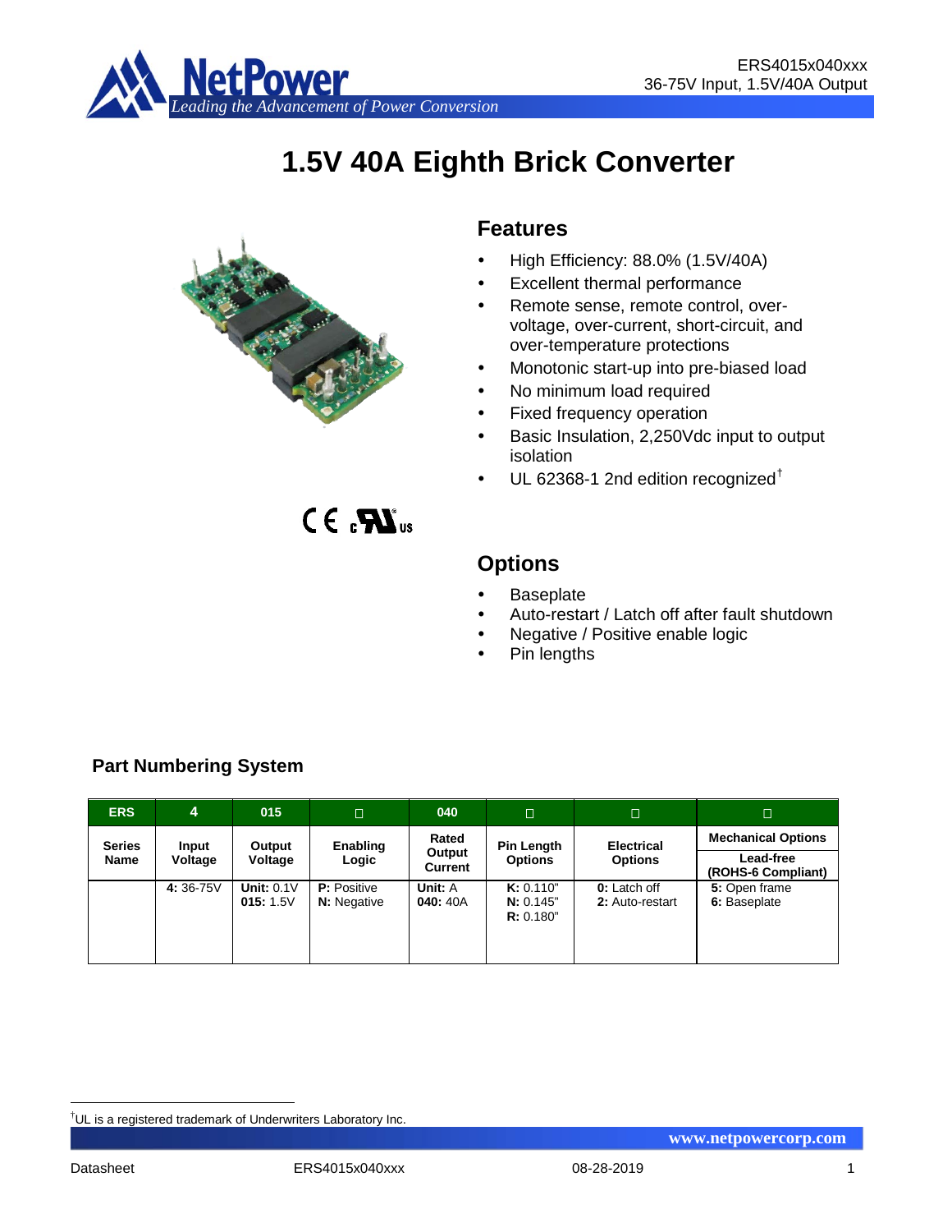# 1.5V 40A Eighth Brick Converter

## Features

- High Efficiency: 88.0% (1.5V/40A)
- Excellent thermal performance
- Remote sense, remote control, over-voltage, over-current, short-circuit, and over-temperature protections
- Monotonic start-up into pre-biased load
- No minimum load required
- Fixed frequency operation
- Basic Insulation, 2,250Vdc input to output isolation
- UL 62368-1 2nd edition recognized†

## Options

- Baseplate
- Auto-restart / Latch off after fault shutdown
- Negative / Positive enable logic
- Pin lengths

### Part Numbering System

| ERS | 4 | 015 | □ | 040 | □ | □ | □ |
|---|---|---|---|---|---|---|---|
| Series Name | Input Voltage | Output Voltage | Enabling Logic | Rated Output Current | Pin Length Options | Electrical Options | Mechanical Options Lead-free (ROHS-6 Compliant) |
| | **4:** 36-75V | **Unit:** 0.1V<br>**015:** 1.5V | **P:** Positive<br>**N:** Negative | **Unit:** A<br>**040:** 40A | **K:** 0.110"<br>**N:** 0.145"<br>**R:** 0.180" | **0:** Latch off<br>**2:** Auto-restart | **5:** Open frame<br>**6:** Baseplate |

†UL is a registered trademark of Underwriters Laboratory Inc.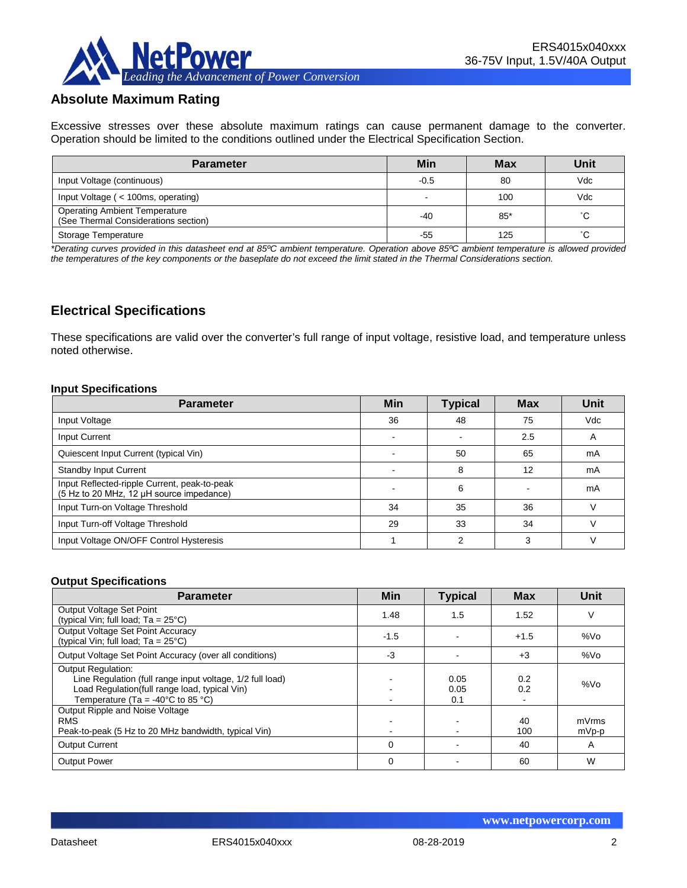## Absolute Maximum Rating

Excessive stresses over these absolute maximum ratings can cause permanent damage to the converter. Operation should be limited to the conditions outlined under the Electrical Specification Section.

| Parameter | Min | Max | Unit |
|---|---|---|---|
| Input Voltage (continuous) | -0.5 | 80 | Vdc |
| Input Voltage ( < 100ms, operating) | - | 100 | Vdc |
| Operating Ambient Temperature (See Thermal Considerations section) | -40 | 85* | ˚C |
| Storage Temperature | -55 | 125 | ˚C |

*\*Derating curves provided in this datasheet end at 85ºC ambient temperature. Operation above 85ºC ambient temperature is allowed provided the temperatures of the key components or the baseplate do not exceed the limit stated in the Thermal Considerations section.*

## Electrical Specifications

These specifications are valid over the converter's full range of input voltage, resistive load, and temperature unless noted otherwise.

**Input Specifications**

| Parameter | Min | Typical | Max | Unit |
|---|---|---|---|---|
| Input Voltage | 36 | 48 | 75 | Vdc |
| Input Current | - | - | 2.5 | A |
| Quiescent Input Current (typical Vin) | - | 50 | 65 | mA |
| Standby Input Current | - | 8 | 12 | mA |
| Input Reflected-ripple Current, peak-to-peak (5 Hz to 20 MHz, 12 μH source impedance) | - | 6 | - | mA |
| Input Turn-on Voltage Threshold | 34 | 35 | 36 | V |
| Input Turn-off Voltage Threshold | 29 | 33 | 34 | V |
| Input Voltage ON/OFF Control Hysteresis | 1 | 2 | 3 | V |

**Output Specifications**

| Parameter | Min | Typical | Max | Unit |
|---|---|---|---|---|
| Output Voltage Set Point (typical Vin; full load; Ta = 25°C) | 1.48 | 1.5 | 1.52 | V |
| Output Voltage Set Point Accuracy (typical Vin; full load; Ta = 25°C) | -1.5 | - | +1.5 | %Vo |
| Output Voltage Set Point Accuracy (over all conditions) | -3 | - | +3 | %Vo |
| Output Regulation:<br>Line Regulation (full range input voltage, 1/2 full load)<br>Load Regulation(full range load, typical Vin)<br>Temperature (Ta = -40°C to 85 °C) | <br>-<br>-<br>- | <br>0.05<br>0.05<br>0.1 | <br>0.2<br>0.2<br>- | %Vo |
| Output Ripple and Noise Voltage<br>RMS<br>Peak-to-peak (5 Hz to 20 MHz bandwidth, typical Vin) | <br>-<br>- | <br>-<br>- | <br>40<br>100 | <br>mVrms<br>mVp-p |
| Output Current | 0 | - | 40 | A |
| Output Power | 0 | - | 60 | W |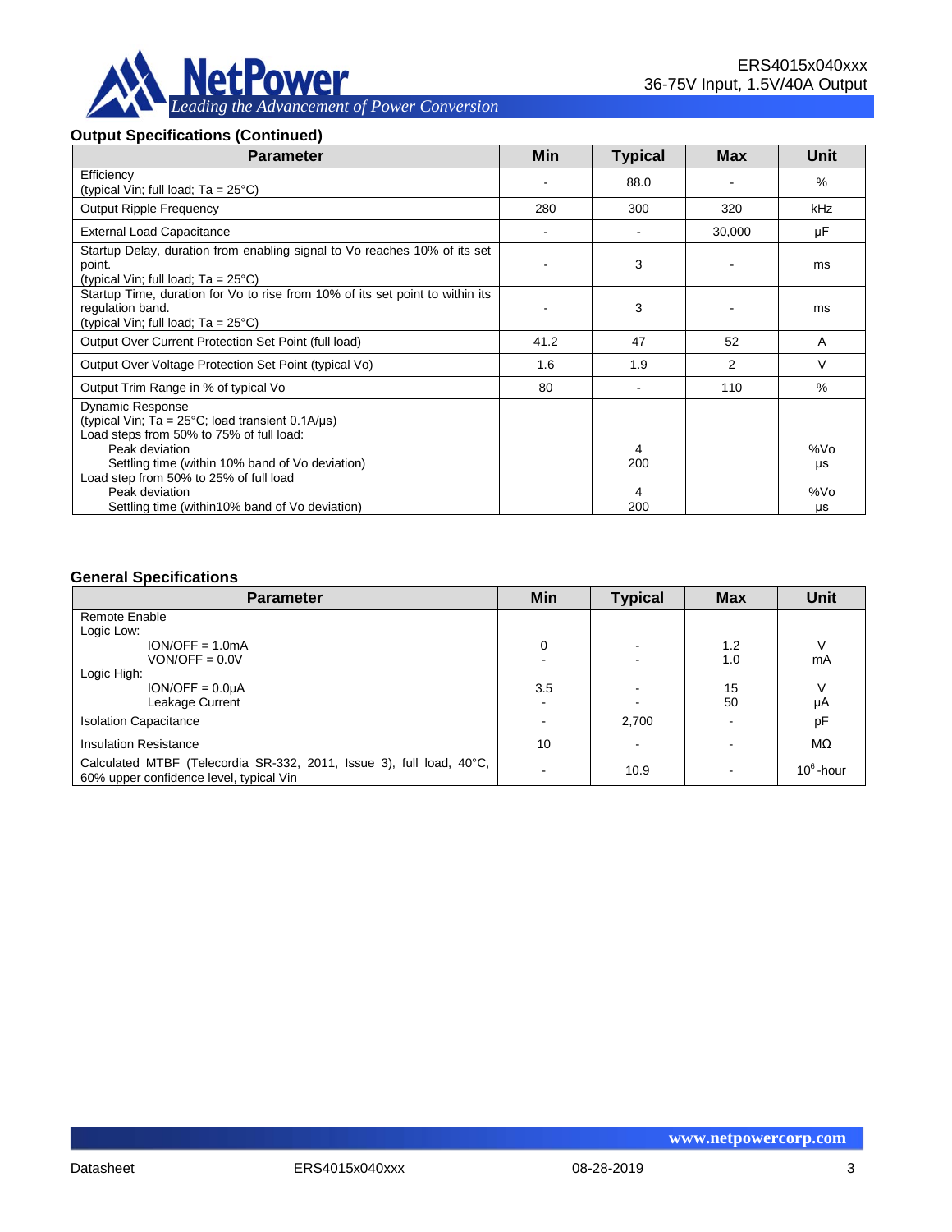### Output Specifications (Continued)

| Parameter | Min | Typical | Max | Unit |
|---|---|---|---|---|
| Efficiency<br>(typical Vin; full load; Ta = 25°C) | - | 88.0 | - | % |
| Output Ripple Frequency | 280 | 300 | 320 | kHz |
| External Load Capacitance | - | - | 30,000 | µF |
| Startup Delay, duration from enabling signal to Vo reaches 10% of its set point.<br>(typical Vin; full load; Ta = 25°C) | - | 3 | - | ms |
| Startup Time, duration for Vo to rise from 10% of its set point to within its regulation band.<br>(typical Vin; full load; Ta = 25°C) | - | 3 | - | ms |
| Output Over Current Protection Set Point (full load) | 41.2 | 47 | 52 | A |
| Output Over Voltage Protection Set Point (typical Vo) | 1.6 | 1.9 | 2 | V |
| Output Trim Range in % of typical Vo | 80 | - | 110 | % |
| Dynamic Response<br>(typical Vin; Ta = 25°C; load transient 0.1A/µs)<br>Load steps from 50% to 75% of full load:<br>Peak deviation<br>Settling time (within 10% band of Vo deviation)<br>Load step from 50% to 25% of full load<br>Peak deviation<br>Settling time (within10% band of Vo deviation) | | <br><br><br>4<br>200<br><br>4<br>200 | | <br><br><br>%Vo<br>µs<br><br>%Vo<br>µs |

### General Specifications

| Parameter | Min | Typical | Max | Unit |
|---|---|---|---|---|
| Remote Enable<br>Logic Low:<br>ION/OFF = 1.0mA<br>VON/OFF = 0.0V<br>Logic High:<br>ION/OFF = 0.0µA<br>Leakage Current | <br><br>0<br>-<br><br>3.5<br>- | <br><br>-<br>-<br><br>-<br>- | <br><br>1.2<br>1.0<br><br>15<br>50 | <br><br>V<br>mA<br><br>V<br>µA |
| Isolation Capacitance | - | 2,700 | - | pF |
| Insulation Resistance | 10 | - | - | MΩ |
| Calculated MTBF (Telecordia SR-332, 2011, Issue 3), full load, 40°C, 60% upper confidence level, typical Vin | - | 10.9 | - | $10^6$-hour |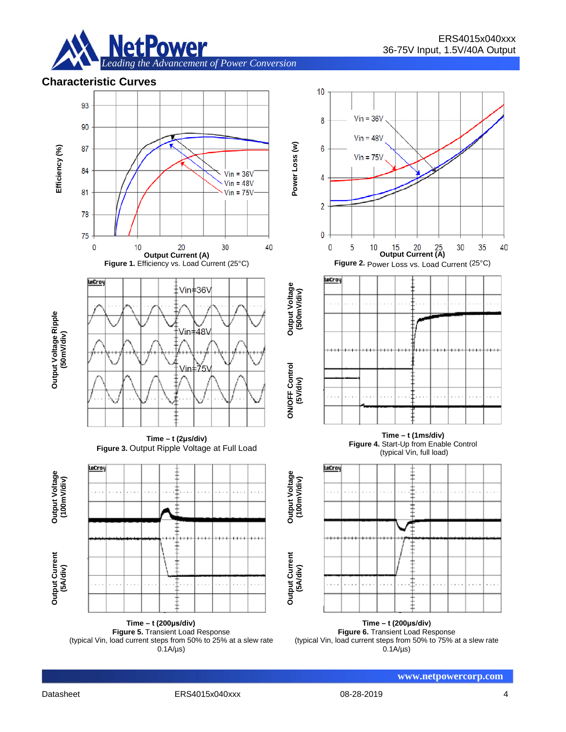## Characteristic Curves

**Figure 1.** Efficiency vs. Load Current (25°C)

**Figure 2.** Power Loss vs. Load Current (25°C)

**Figure 3.** Output Ripple Voltage at Full Load

**Figure 4.** Start-Up from Enable Control (typical Vin, full load)

**Figure 5.** Transient Load Response (typical Vin, load current steps from 50% to 25% at a slew rate 0.1A/µs)

**Figure 6.** Transient Load Response (typical Vin, load current steps from 50% to 75% at a slew rate 0.1A/µs)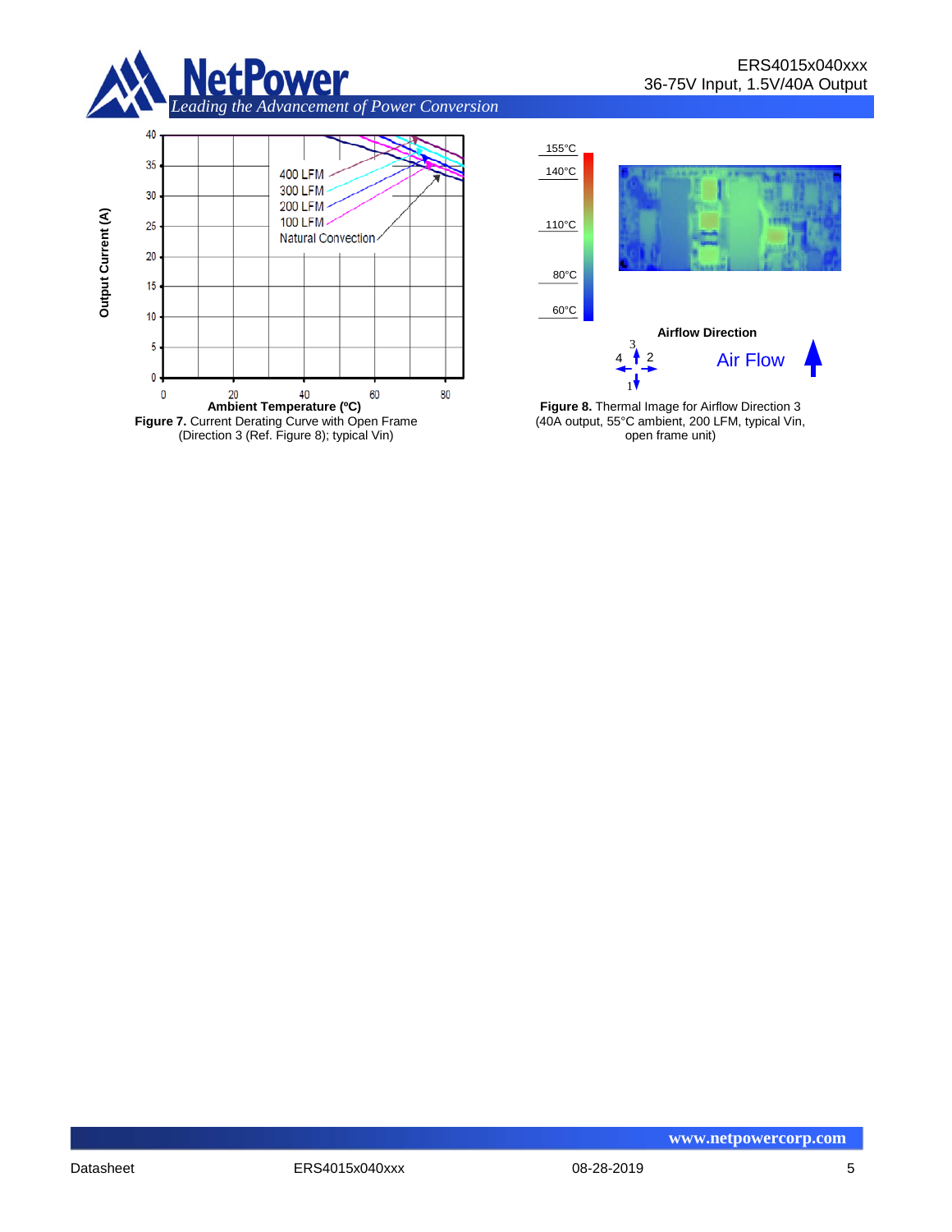**Figure 7.** Current Derating Curve with Open Frame (Direction 3 (Ref. Figure 8); typical Vin)

**Figure 8.** Thermal Image for Airflow Direction 3 (40A output, 55°C ambient, 200 LFM, typical Vin, open frame unit)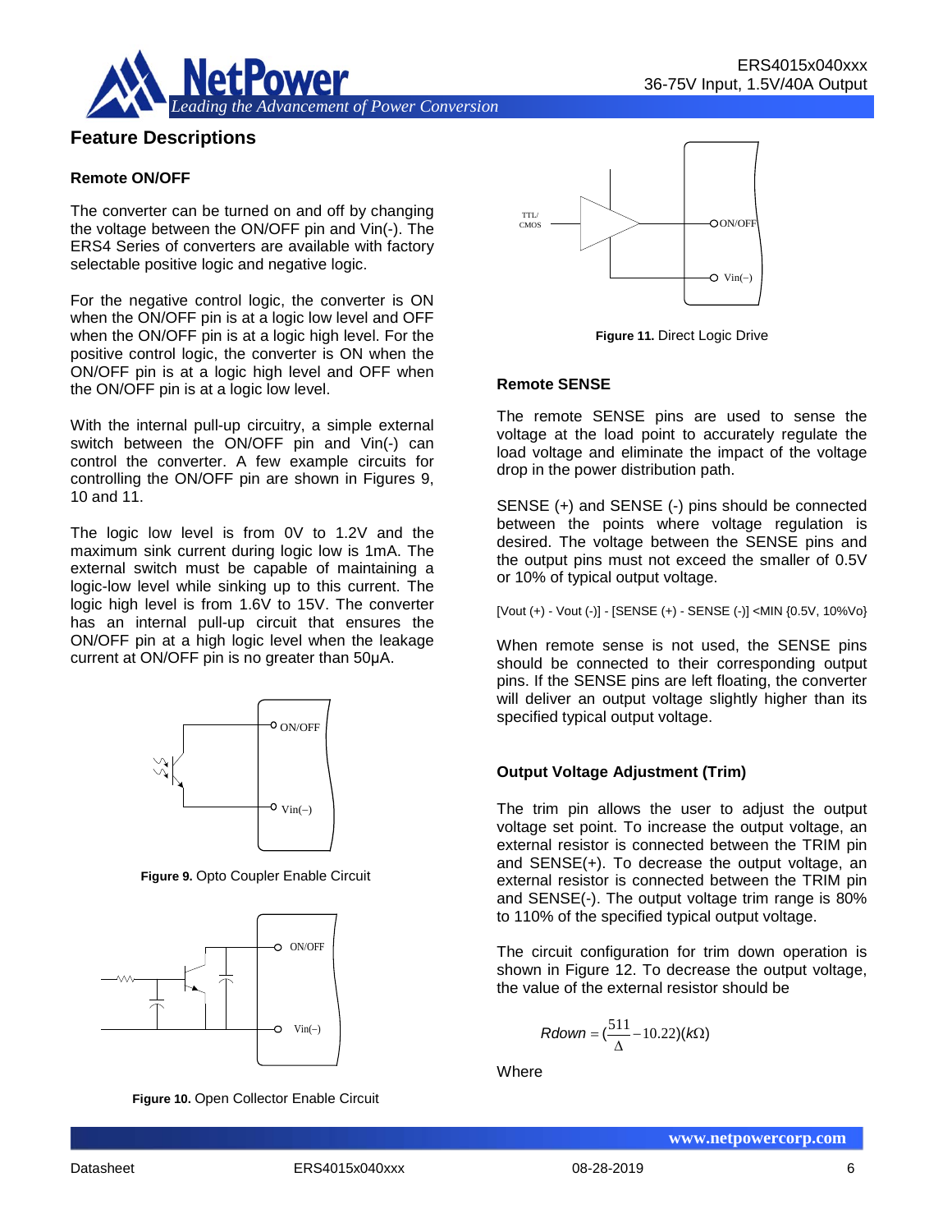## Feature Descriptions

### Remote ON/OFF

The converter can be turned on and off by changing the voltage between the ON/OFF pin and Vin(-). The ERS4 Series of converters are available with factory selectable positive logic and negative logic.

For the negative control logic, the converter is ON when the ON/OFF pin is at a logic low level and OFF when the ON/OFF pin is at a logic high level. For the positive control logic, the converter is ON when the ON/OFF pin is at a logic high level and OFF when the ON/OFF pin is at a logic low level.

With the internal pull-up circuitry, a simple external switch between the ON/OFF pin and Vin(-) can control the converter. A few example circuits for controlling the ON/OFF pin are shown in Figures 9, 10 and 11.

The logic low level is from 0V to 1.2V and the maximum sink current during logic low is 1mA. The external switch must be capable of maintaining a logic-low level while sinking up to this current. The logic high level is from 1.6V to 15V. The converter has an internal pull-up circuit that ensures the ON/OFF pin at a high logic level when the leakage current at ON/OFF pin is no greater than 50μA.

**Figure 9.** Opto Coupler Enable Circuit

**Figure 10.** Open Collector Enable Circuit

**Figure 11.** Direct Logic Drive

### Remote SENSE

The remote SENSE pins are used to sense the voltage at the load point to accurately regulate the load voltage and eliminate the impact of the voltage drop in the power distribution path.

SENSE (+) and SENSE (-) pins should be connected between the points where voltage regulation is desired. The voltage between the SENSE pins and the output pins must not exceed the smaller of 0.5V or 10% of typical output voltage.

[Vout (+) - Vout (-)] - [SENSE (+) - SENSE (-)] <MIN {0.5V, 10%Vo}

When remote sense is not used, the SENSE pins should be connected to their corresponding output pins. If the SENSE pins are left floating, the converter will deliver an output voltage slightly higher than its specified typical output voltage.

### Output Voltage Adjustment (Trim)

The trim pin allows the user to adjust the output voltage set point. To increase the output voltage, an external resistor is connected between the TRIM pin and SENSE(+). To decrease the output voltage, an external resistor is connected between the TRIM pin and SENSE(-). The output voltage trim range is 80% to 110% of the specified typical output voltage.

The circuit configuration for trim down operation is shown in Figure 12. To decrease the output voltage, the value of the external resistor should be

$$Rdown = \left(\frac{511}{\Delta} - 10.22\right)(k\Omega)$$

Where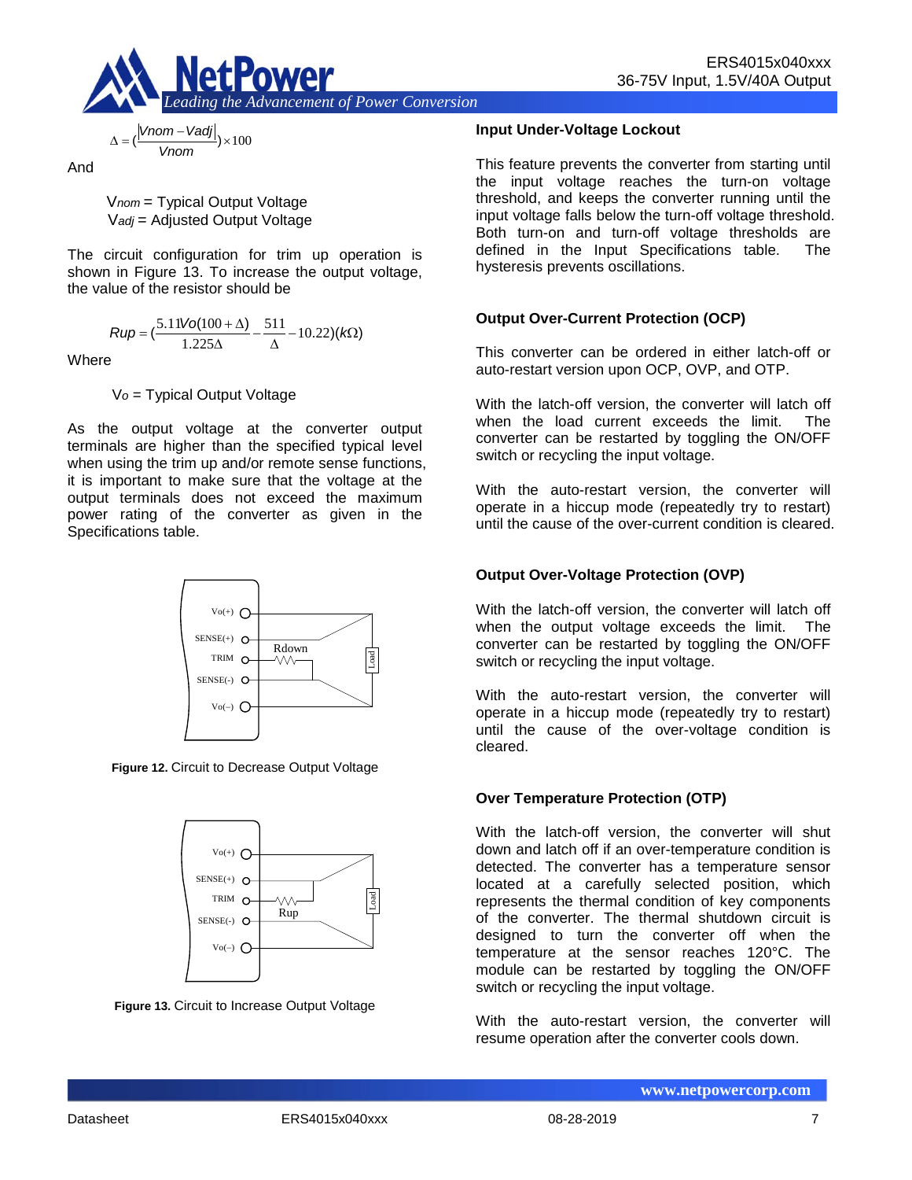$$\Delta = \left(\frac{|Vnom - Vadj|}{Vnom}\right) \times 100$$

And

$V_{nom}$ = Typical Output Voltage
$V_{adj}$ = Adjusted Output Voltage

The circuit configuration for trim up operation is shown in Figure 13. To increase the output voltage, the value of the resistor should be

$$Rup = \left(\frac{5.11Vo(100+\Delta)}{1.225\Delta} - \frac{511}{\Delta} - 10.22\right)(k\Omega)$$

Where

$V_o$ = Typical Output Voltage

As the output voltage at the converter output terminals are higher than the specified typical level when using the trim up and/or remote sense functions, it is important to make sure that the voltage at the output terminals does not exceed the maximum power rating of the converter as given in the Specifications table.

**Figure 12.** Circuit to Decrease Output Voltage

**Figure 13.** Circuit to Increase Output Voltage

### Input Under-Voltage Lockout

This feature prevents the converter from starting until the input voltage reaches the turn-on voltage threshold, and keeps the converter running until the input voltage falls below the turn-off voltage threshold. Both turn-on and turn-off voltage thresholds are defined in the Input Specifications table. The hysteresis prevents oscillations.

### Output Over-Current Protection (OCP)

This converter can be ordered in either latch-off or auto-restart version upon OCP, OVP, and OTP.

With the latch-off version, the converter will latch off when the load current exceeds the limit. The converter can be restarted by toggling the ON/OFF switch or recycling the input voltage.

With the auto-restart version, the converter will operate in a hiccup mode (repeatedly try to restart) until the cause of the over-current condition is cleared.

### Output Over-Voltage Protection (OVP)

With the latch-off version, the converter will latch off when the output voltage exceeds the limit. The converter can be restarted by toggling the ON/OFF switch or recycling the input voltage.

With the auto-restart version, the converter will operate in a hiccup mode (repeatedly try to restart) until the cause of the over-voltage condition is cleared.

### Over Temperature Protection (OTP)

With the latch-off version, the converter will shut down and latch off if an over-temperature condition is detected. The converter has a temperature sensor located at a carefully selected position, which represents the thermal condition of key components of the converter. The thermal shutdown circuit is designed to turn the converter off when the temperature at the sensor reaches 120°C. The module can be restarted by toggling the ON/OFF switch or recycling the input voltage.

With the auto-restart version, the converter will resume operation after the converter cools down.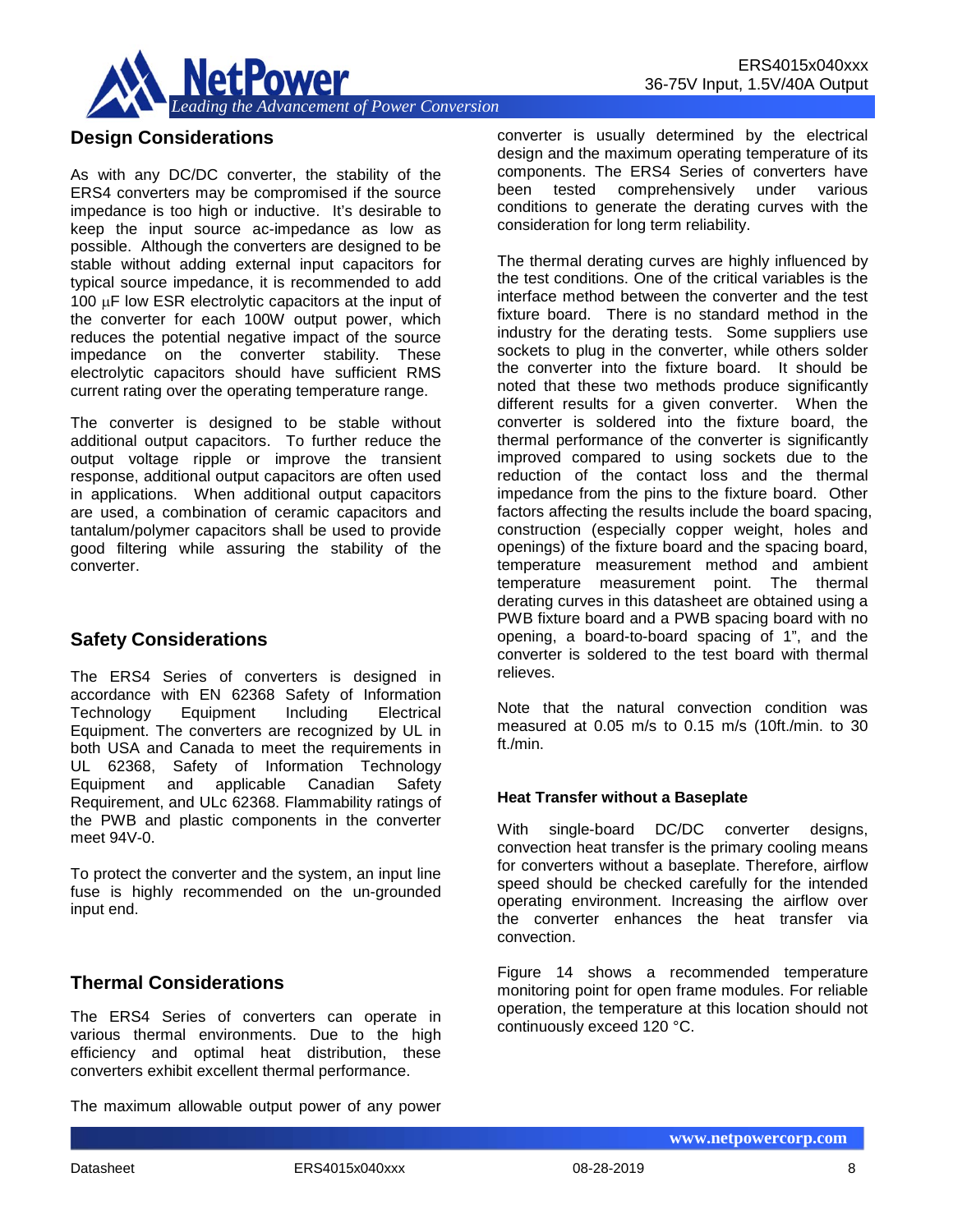## Design Considerations

As with any DC/DC converter, the stability of the ERS4 converters may be compromised if the source impedance is too high or inductive. It's desirable to keep the input source ac-impedance as low as possible. Although the converters are designed to be stable without adding external input capacitors for typical source impedance, it is recommended to add 100 μF low ESR electrolytic capacitors at the input of the converter for each 100W output power, which reduces the potential negative impact of the source impedance on the converter stability. These electrolytic capacitors should have sufficient RMS current rating over the operating temperature range.

The converter is designed to be stable without additional output capacitors. To further reduce the output voltage ripple or improve the transient response, additional output capacitors are often used in applications. When additional output capacitors are used, a combination of ceramic capacitors and tantalum/polymer capacitors shall be used to provide good filtering while assuring the stability of the converter.

## Safety Considerations

The ERS4 Series of converters is designed in accordance with EN 62368 Safety of Information Technology Equipment Including Electrical Equipment. The converters are recognized by UL in both USA and Canada to meet the requirements in UL 62368, Safety of Information Technology Equipment and applicable Canadian Safety Requirement, and ULc 62368. Flammability ratings of the PWB and plastic components in the converter meet 94V-0.

To protect the converter and the system, an input line fuse is highly recommended on the un-grounded input end.

## Thermal Considerations

The ERS4 Series of converters can operate in various thermal environments. Due to the high efficiency and optimal heat distribution, these converters exhibit excellent thermal performance.

The maximum allowable output power of any power converter is usually determined by the electrical design and the maximum operating temperature of its components. The ERS4 Series of converters have been tested comprehensively under various conditions to generate the derating curves with the consideration for long term reliability.

The thermal derating curves are highly influenced by the test conditions. One of the critical variables is the interface method between the converter and the test fixture board. There is no standard method in the industry for the derating tests. Some suppliers use sockets to plug in the converter, while others solder the converter into the fixture board. It should be noted that these two methods produce significantly different results for a given converter. When the converter is soldered into the fixture board, the thermal performance of the converter is significantly improved compared to using sockets due to the reduction of the contact loss and the thermal impedance from the pins to the fixture board. Other factors affecting the results include the board spacing, construction (especially copper weight, holes and openings) of the fixture board and the spacing board, temperature measurement method and ambient temperature measurement point. The thermal derating curves in this datasheet are obtained using a PWB fixture board and a PWB spacing board with no opening, a board-to-board spacing of 1", and the converter is soldered to the test board with thermal relieves.

Note that the natural convection condition was measured at 0.05 m/s to 0.15 m/s (10ft./min. to 30 ft./min.

### Heat Transfer without a Baseplate

With single-board DC/DC converter designs, convection heat transfer is the primary cooling means for converters without a baseplate. Therefore, airflow speed should be checked carefully for the intended operating environment. Increasing the airflow over the converter enhances the heat transfer via convection.

Figure 14 shows a recommended temperature monitoring point for open frame modules. For reliable operation, the temperature at this location should not continuously exceed 120 °C.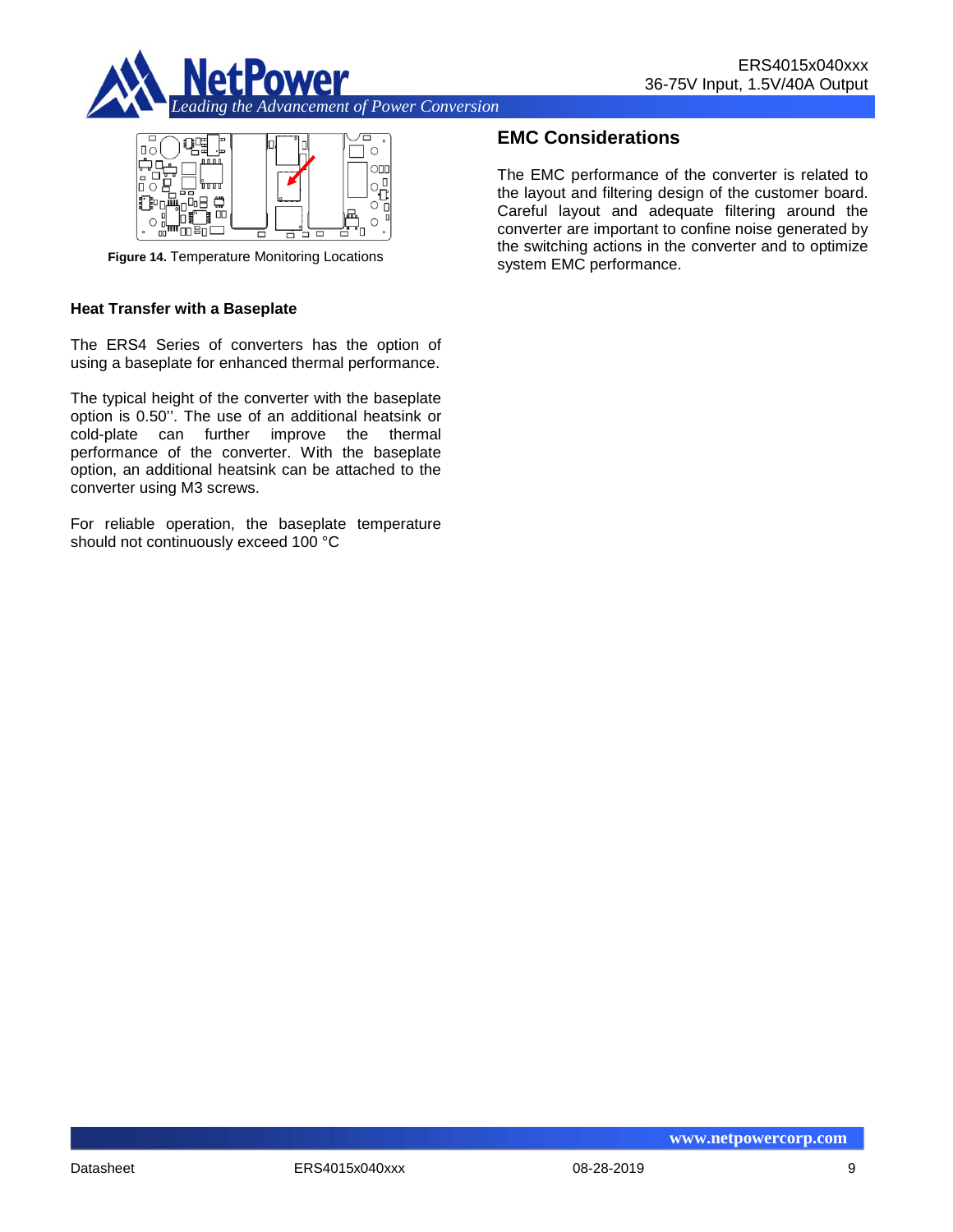**Figure 14.** Temperature Monitoring Locations

### Heat Transfer with a Baseplate

The ERS4 Series of converters has the option of using a baseplate for enhanced thermal performance.

The typical height of the converter with the baseplate option is 0.50''. The use of an additional heatsink or cold-plate can further improve the thermal performance of the converter. With the baseplate option, an additional heatsink can be attached to the converter using M3 screws.

For reliable operation, the baseplate temperature should not continuously exceed 100 °C

## EMC Considerations

The EMC performance of the converter is related to the layout and filtering design of the customer board. Careful layout and adequate filtering around the converter are important to confine noise generated by the switching actions in the converter and to optimize system EMC performance.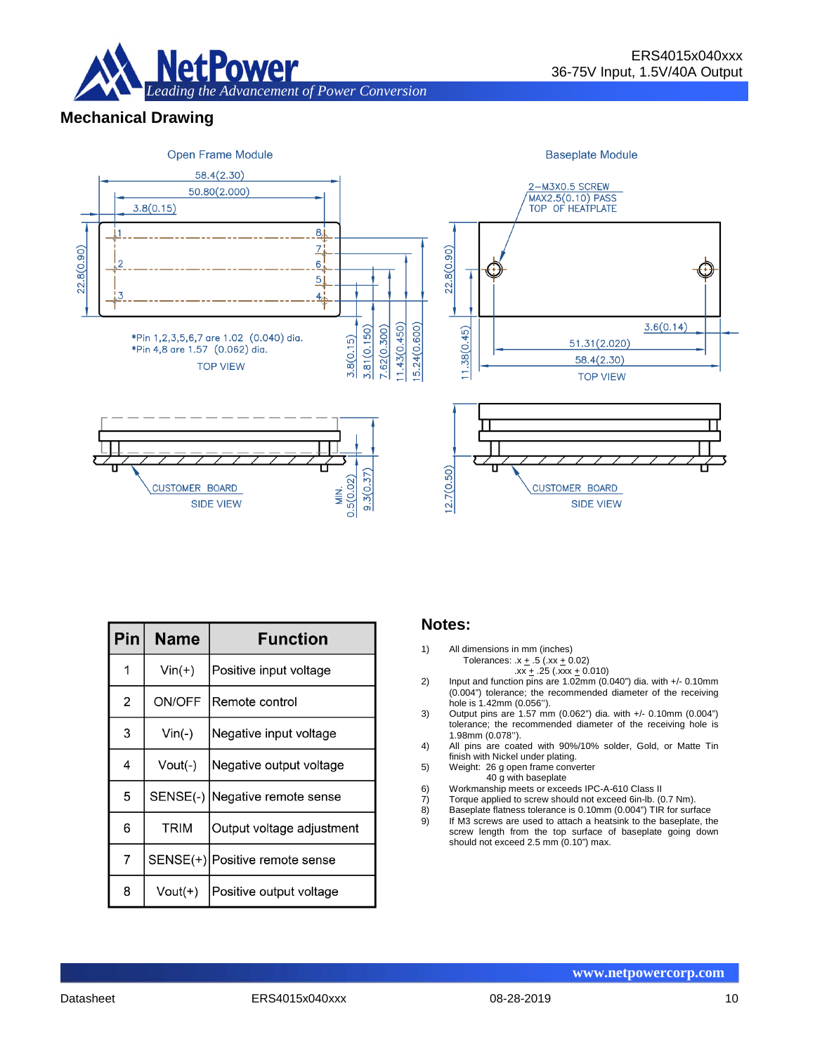## Mechanical Drawing

Open Frame Module

58.4(2.30)
50.80(2.000)
3.8(0.15)
22.8(0.90)
1
2
3
8
7
6
5
4
*Pin 1,2,3,5,6,7 are 1.02 (0.040) dia.
*Pin 4,8 are 1.57 (0.062) dia.
TOP VIEW
3.8(0.15)
3.81(0.150)
7.62(0.300)
11.43(0.450)
15.24(0.600)

CUSTOMER BOARD
SIDE VIEW
MIN. 0.5(0.02)
9.3(0.37)

Baseplate Module

2–M3X0.5 SCREW
MAX2.5(0.10) PASS
TOP OF HEATPLATE
22.8(0.90)
11.38(0.45)
3.6(0.14)
51.31(2.020)
58.4(2.30)
TOP VIEW

12.7(0.50)
CUSTOMER BOARD
SIDE VIEW

| Pin | Name | Function |
|---|---|---|
| 1 | Vin(+) | Positive input voltage |
| 2 | ON/OFF | Remote control |
| 3 | Vin(-) | Negative input voltage |
| 4 | Vout(-) | Negative output voltage |
| 5 | SENSE(-) | Negative remote sense |
| 6 | TRIM | Output voltage adjustment |
| 7 | SENSE(+) | Positive remote sense |
| 8 | Vout(+) | Positive output voltage |

### Notes:

1) All dimensions in mm (inches)
   Tolerances: .x ± .5 (.xx ± 0.02)
   .xx ± .25 (.xxx ± 0.010)
2) Input and function pins are 1.02mm (0.040") dia. with +/- 0.10mm (0.004") tolerance; the recommended diameter of the receiving hole is 1.42mm (0.056").
3) Output pins are 1.57 mm (0.062") dia. with +/- 0.10mm (0.004") tolerance; the recommended diameter of the receiving hole is 1.98mm (0.078").
4) All pins are coated with 90%/10% solder, Gold, or Matte Tin finish with Nickel under plating.
5) Weight: 26 g open frame converter
   40 g with baseplate
6) Workmanship meets or exceeds IPC-A-610 Class II
7) Torque applied to screw should not exceed 6in-lb. (0.7 Nm).
8) Baseplate flatness tolerance is 0.10mm (0.004") TIR for surface
9) If M3 screws are used to attach a heatsink to the baseplate, the screw length from the top surface of baseplate going down should not exceed 2.5 mm (0.10") max.